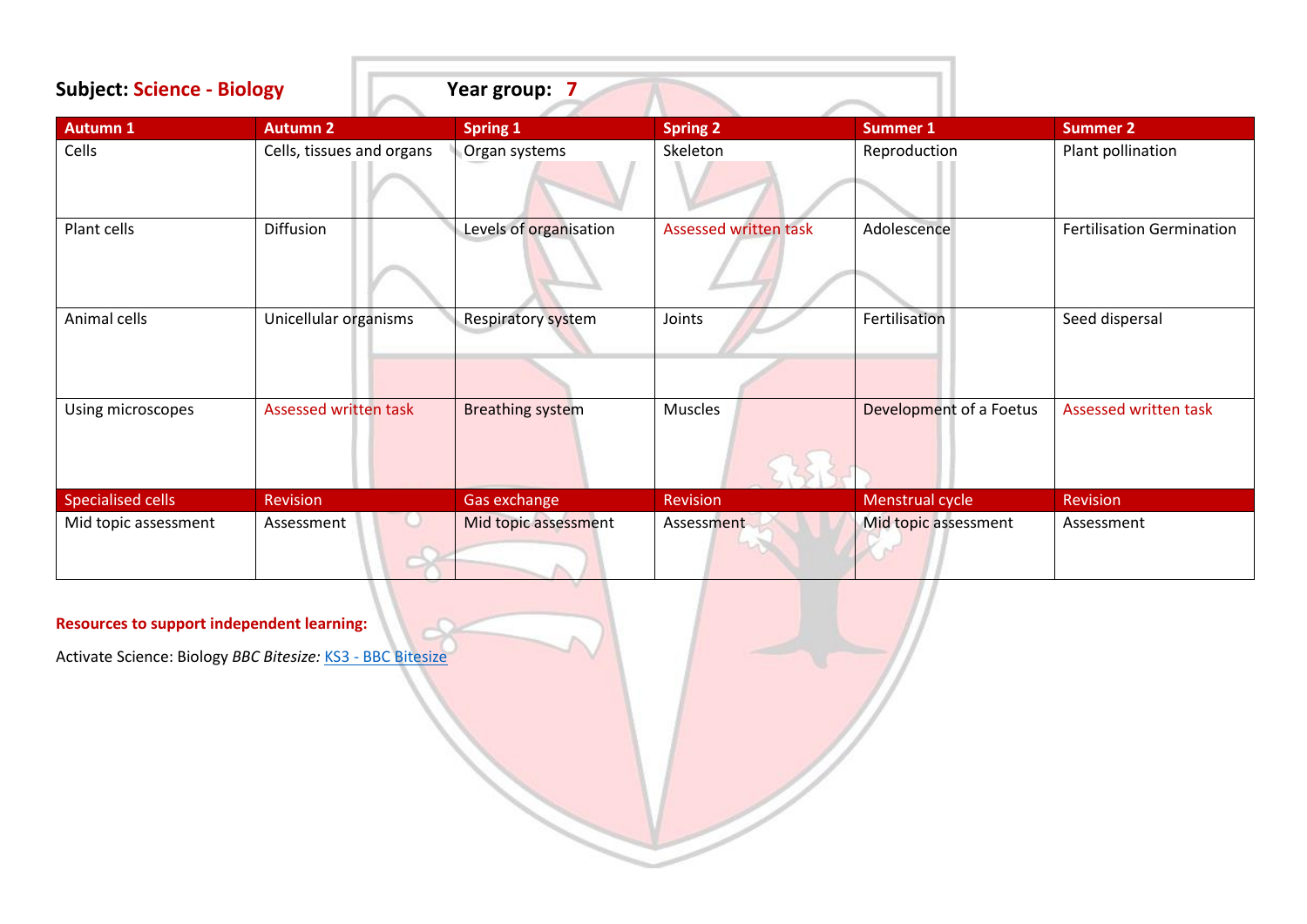**Subject: Science - Biology** **Year group: 7**

| Autumn 1 | Autumn 2 | Spring 1 | Spring 2 | Summer 1 | Summer 2 |
|---|---|---|---|---|---|
| Cells | Cells, tissues and organs | Organ systems | Skeleton | Reproduction | Plant pollination |
| Plant cells | Diffusion | Levels of organisation | Assessed written task | Adolescence | Fertilisation Germination |
| Animal cells | Unicellular organisms | Respiratory system | Joints | Fertilisation | Seed dispersal |
| Using microscopes | Assessed written task | Breathing system | Muscles | Development of a Foetus | Assessed written task |
| Specialised cells | Revision | Gas exchange | Revision | Menstrual cycle | Revision |
| Mid topic assessment | Assessment | Mid topic assessment | Assessment | Mid topic assessment | Assessment |

**Resources to support independent learning:**

Activate Science: Biology *BBC Bitesize:* [KS3 - BBC Bitesize]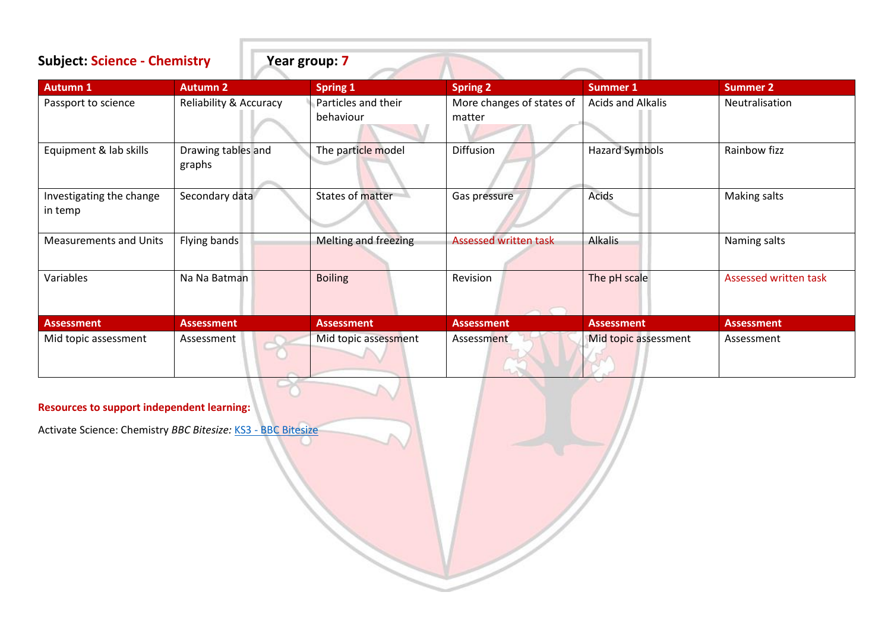**Subject: Science - Chemistry** **Year group: 7**

| Autumn 1 | Autumn 2 | Spring 1 | Spring 2 | Summer 1 | Summer 2 |
|---|---|---|---|---|---|
| Passport to science | Reliability & Accuracy | Particles and their behaviour | More changes of states of matter | Acids and Alkalis | Neutralisation |
| Equipment & lab skills | Drawing tables and graphs | The particle model | Diffusion | Hazard Symbols | Rainbow fizz |
| Investigating the change in temp | Secondary data | States of matter | Gas pressure | Acids | Making salts |
| Measurements and Units | Flying bands | Melting and freezing | Assessed written task | Alkalis | Naming salts |
| Variables | Na Na Batman | Boiling | Revision | The pH scale | Assessed written task |
| **Assessment** | **Assessment** | **Assessment** | **Assessment** | **Assessment** | **Assessment** |
| Mid topic assessment | Assessment | Mid topic assessment | Assessment | Mid topic assessment | Assessment |

**Resources to support independent learning:**

Activate Science: Chemistry *BBC Bitesize:* [KS3 - BBC Bitesize](KS3 - BBC Bitesize)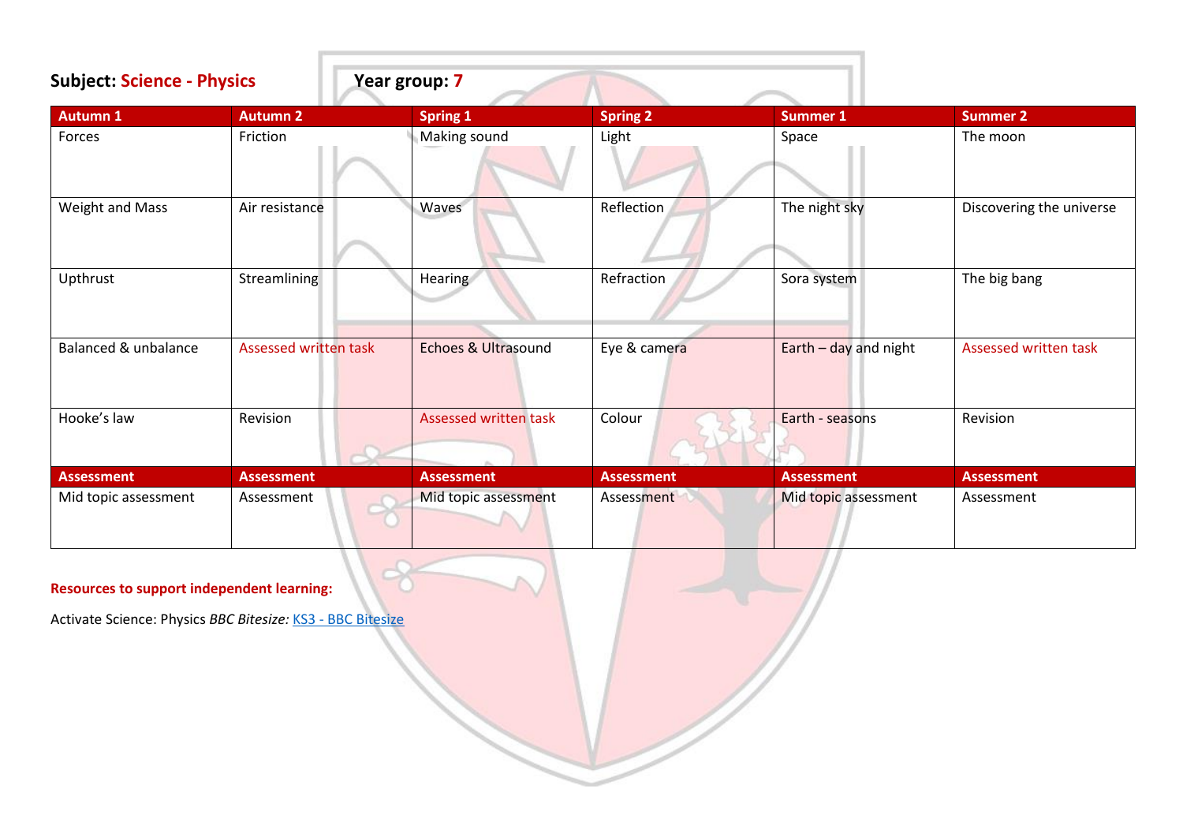**Subject:** **Science - Physics** **Year group:** **7**

| Autumn 1 | Autumn 2 | Spring 1 | Spring 2 | Summer 1 | Summer 2 |
|---|---|---|---|---|---|
| Forces | Friction | Making sound | Light | Space | The moon |
| Weight and Mass | Air resistance | Waves | Reflection | The night sky | Discovering the universe |
| Upthrust | Streamlining | Hearing | Refraction | Sora system | The big bang |
| Balanced & unbalance | Assessed written task | Echoes & Ultrasound | Eye & camera | Earth – day and night | Assessed written task |
| Hooke's law | Revision | Assessed written task | Colour | Earth - seasons | Revision |
| **Assessment** | **Assessment** | **Assessment** | **Assessment** | **Assessment** | **Assessment** |
| Mid topic assessment | Assessment | Mid topic assessment | Assessment | Mid topic assessment | Assessment |

**Resources to support independent learning:**

Activate Science: Physics *BBC Bitesize:* [KS3 - BBC Bitesize]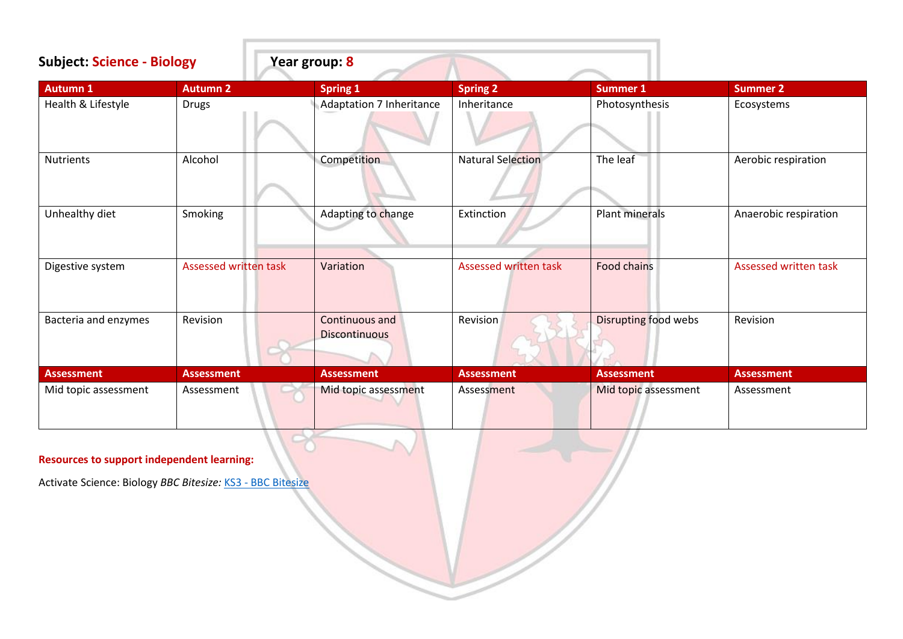**Subject: Science - Biology** **Year group: 8**

| Autumn 1 | Autumn 2 | Spring 1 | Spring 2 | Summer 1 | Summer 2 |
|---|---|---|---|---|---|
| Health & Lifestyle | Drugs | Adaptation 7 Inheritance | Inheritance | Photosynthesis | Ecosystems |
| Nutrients | Alcohol | Competition | Natural Selection | The leaf | Aerobic respiration |
| Unhealthy diet | Smoking | Adapting to change | Extinction | Plant minerals | Anaerobic respiration |
| Digestive system | Assessed written task | Variation | Assessed written task | Food chains | Assessed written task |
| Bacteria and enzymes | Revision | Continuous and Discontinuous | Revision | Disrupting food webs | Revision |
| **Assessment** | **Assessment** | **Assessment** | **Assessment** | **Assessment** | **Assessment** |
| Mid topic assessment | Assessment | Mid topic assessment | Assessment | Mid topic assessment | Assessment |

**Resources to support independent learning:**

Activate Science: Biology *BBC Bitesize:* [KS3 - BBC Bitesize](KS3 - BBC Bitesize)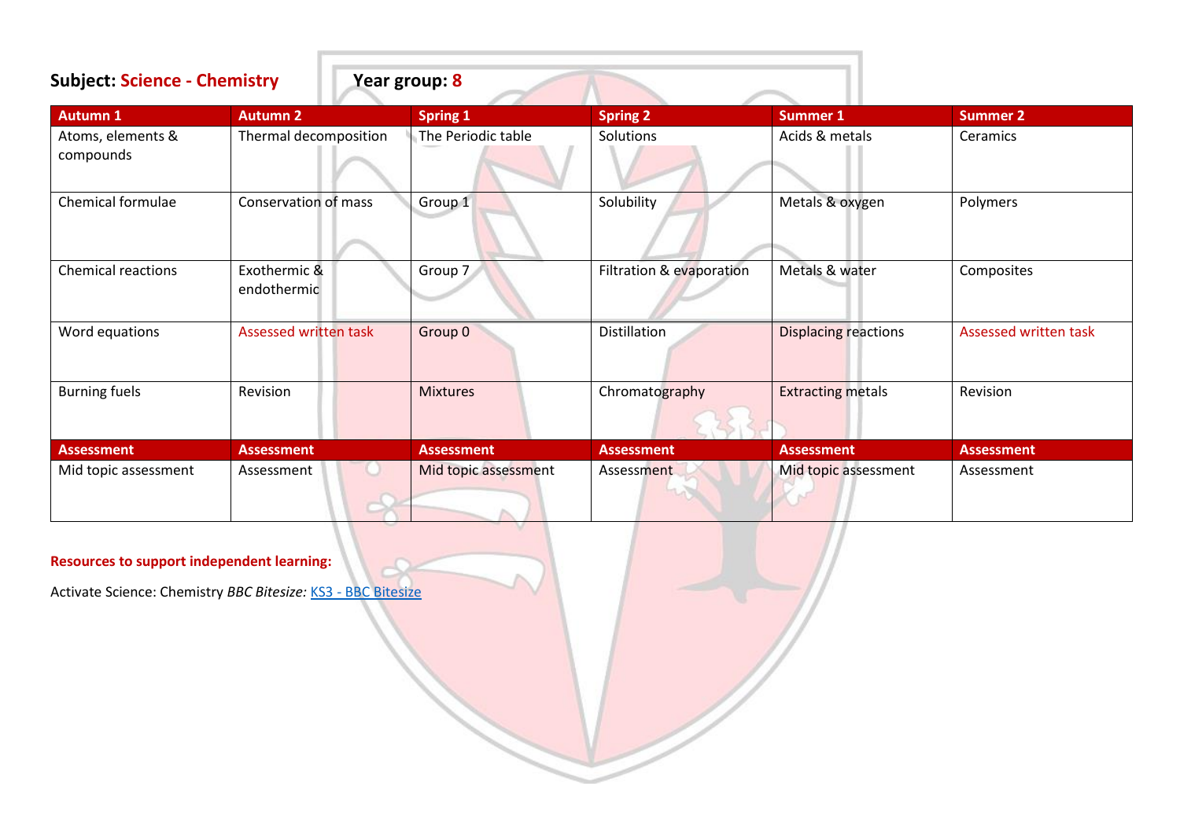**Subject: Science - Chemistry** **Year group: 8**

| Autumn 1 | Autumn 2 | Spring 1 | Spring 2 | Summer 1 | Summer 2 |
|---|---|---|---|---|---|
| Atoms, elements & compounds | Thermal decomposition | The Periodic table | Solutions | Acids & metals | Ceramics |
| Chemical formulae | Conservation of mass | Group 1 | Solubility | Metals & oxygen | Polymers |
| Chemical reactions | Exothermic & endothermic | Group 7 | Filtration & evaporation | Metals & water | Composites |
| Word equations | Assessed written task | Group 0 | Distillation | Displacing reactions | Assessed written task |
| Burning fuels | Revision | Mixtures | Chromatography | Extracting metals | Revision |
| **Assessment** | **Assessment** | **Assessment** | **Assessment** | **Assessment** | **Assessment** |
| Mid topic assessment | Assessment | Mid topic assessment | Assessment | Mid topic assessment | Assessment |

**Resources to support independent learning:**

Activate Science: Chemistry *BBC Bitesize:* KS3 - BBC Bitesize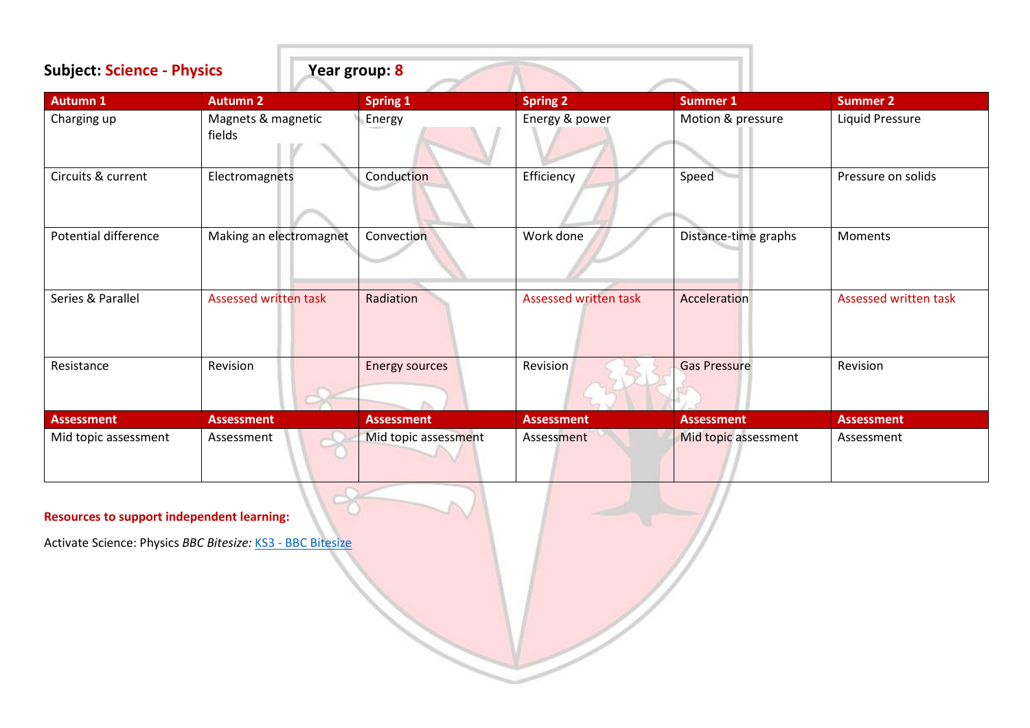**Subject: Science - Physics** **Year group: 8**

| Autumn 1 | Autumn 2 | Spring 1 | Spring 2 | Summer 1 | Summer 2 |
|---|---|---|---|---|---|
| Charging up | Magnets & magnetic fields | Energy | Energy & power | Motion & pressure | Liquid Pressure |
| Circuits & current | Electromagnets | Conduction | Efficiency | Speed | Pressure on solids |
| Potential difference | Making an electromagnet | Convection | Work done | Distance-time graphs | Moments |
| Series & Parallel | Assessed written task | Radiation | Assessed written task | Acceleration | Assessed written task |
| Resistance | Revision | Energy sources | Revision | Gas Pressure | Revision |
| **Assessment** | **Assessment** | **Assessment** | **Assessment** | **Assessment** | **Assessment** |
| Mid topic assessment | Assessment | Mid topic assessment | Assessment | Mid topic assessment | Assessment |

**Resources to support independent learning:**

Activate Science: Physics *BBC Bitesize:* KS3 - BBC Bitesize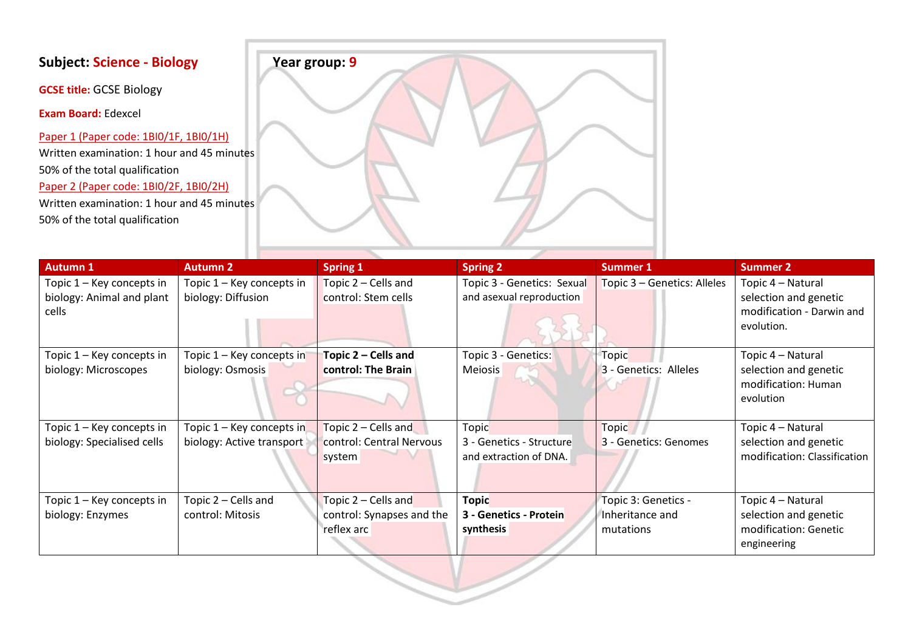**Subject:** **Science - Biology** **Year group:** **9**

**GCSE title:** GCSE Biology

**Exam Board:** Edexcel

Paper 1 (Paper code: 1BI0/1F, 1BI0/1H)
Written examination: 1 hour and 45 minutes
50% of the total qualification

Paper 2 (Paper code: 1BI0/2F, 1BI0/2H)
Written examination: 1 hour and 45 minutes
50% of the total qualification

| Autumn 1 | Autumn 2 | Spring 1 | Spring 2 | Summer 1 | Summer 2 |
|---|---|---|---|---|---|
| Topic 1 – Key concepts in biology: Animal and plant cells | Topic 1 – Key concepts in biology: Diffusion | Topic 2 – Cells and control: Stem cells | Topic 3 - Genetics: Sexual and asexual reproduction | Topic 3 – Genetics: Alleles | Topic 4 – Natural selection and genetic modification - Darwin and evolution. |
| Topic 1 – Key concepts in biology: Microscopes | Topic 1 – Key concepts in biology: Osmosis | **Topic 2 – Cells and control: The Brain** | Topic 3 - Genetics: Meiosis | Topic 3 - Genetics: Alleles | Topic 4 – Natural selection and genetic modification: Human evolution |
| Topic 1 – Key concepts in biology: Specialised cells | Topic 1 – Key concepts in biology: Active transport | Topic 2 – Cells and control: Central Nervous system | Topic 3 - Genetics - Structure and extraction of DNA. | Topic 3 - Genetics: Genomes | Topic 4 – Natural selection and genetic modification: Classification |
| Topic 1 – Key concepts in biology: Enzymes | Topic 2 – Cells and control: Mitosis | Topic 2 – Cells and control: Synapses and the reflex arc | **Topic 3 - Genetics - Protein synthesis** | Topic 3: Genetics - Inheritance and mutations | Topic 4 – Natural selection and genetic modification: Genetic engineering |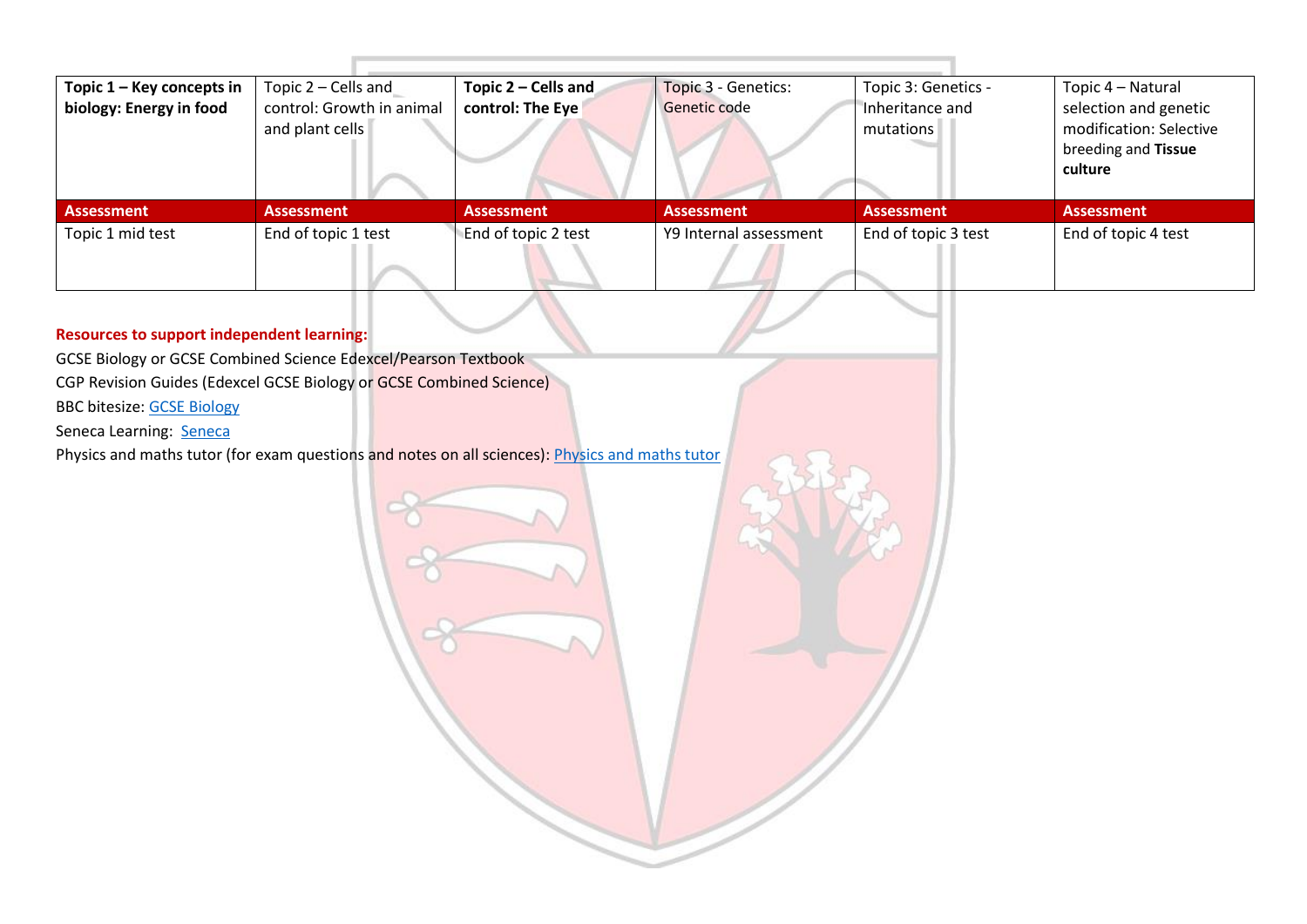| **Topic 1 – Key concepts in biology: Energy in food** | Topic 2 – Cells and control: Growth in animal and plant cells | **Topic 2 – Cells and control: The Eye** | Topic 3 - Genetics: Genetic code | Topic 3: Genetics - Inheritance and mutations | Topic 4 – Natural selection and genetic modification: Selective breeding and **Tissue culture** |
|---|---|---|---|---|---|
| **Assessment** | **Assessment** | **Assessment** | **Assessment** | **Assessment** | **Assessment** |
| Topic 1 mid test | End of topic 1 test | End of topic 2 test | Y9 Internal assessment | End of topic 3 test | End of topic 4 test |

**Resources to support independent learning:**

GCSE Biology or GCSE Combined Science Edexcel/Pearson Textbook

CGP Revision Guides (Edexcel GCSE Biology or GCSE Combined Science)

BBC bitesize: GCSE Biology

Seneca Learning: Seneca

Physics and maths tutor (for exam questions and notes on all sciences): Physics and maths tutor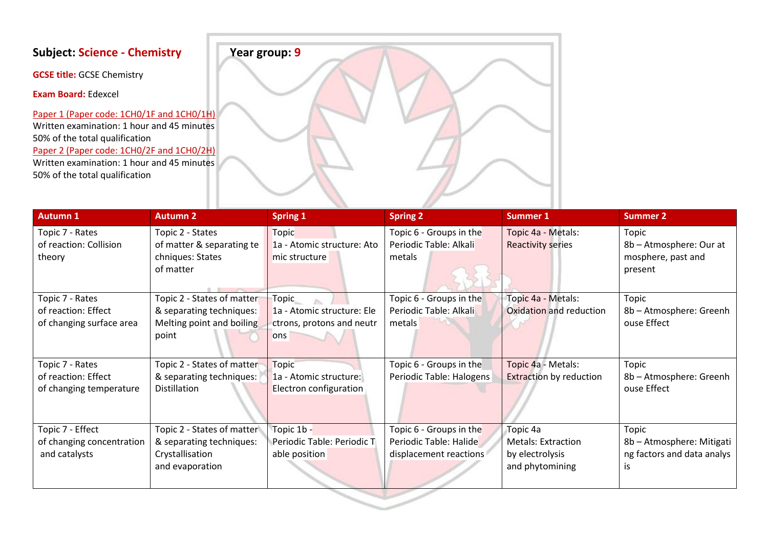**Subject: Science - Chemistry** **Year group: 9**

**GCSE title:** GCSE Chemistry

**Exam Board:** Edexcel

Paper 1 (Paper code: 1CH0/1F and 1CH0/1H)
Written examination: 1 hour and 45 minutes
50% of the total qualification

Paper 2 (Paper code: 1CH0/2F and 1CH0/2H)
Written examination: 1 hour and 45 minutes
50% of the total qualification

| Autumn 1 | Autumn 2 | Spring 1 | Spring 2 | Summer 1 | Summer 2 |
|---|---|---|---|---|---|
| Topic 7 - Rates of reaction: Collision theory | Topic 2 - States of matter & separating techniques: States of matter | Topic 1a - Atomic structure: Atomic structure | Topic 6 - Groups in the Periodic Table: Alkali metals | Topic 4a - Metals: Reactivity series | Topic 8b – Atmosphere: Our atmosphere, past and present |
| Topic 7 - Rates of reaction: Effect of changing surface area | Topic 2 - States of matter & separating techniques: Melting point and boiling point | Topic 1a - Atomic structure: Electrons, protons and neutrons | Topic 6 - Groups in the Periodic Table: Alkali metals | Topic 4a - Metals: Oxidation and reduction | Topic 8b – Atmosphere: Greenhouse Effect |
| Topic 7 - Rates of reaction: Effect of changing temperature | Topic 2 - States of matter & separating techniques: Distillation | Topic 1a - Atomic structure: Electron configuration | Topic 6 - Groups in the Periodic Table: Halogens | Topic 4a - Metals: Extraction by reduction | Topic 8b – Atmosphere: Greenhouse Effect |
| Topic 7 - Effect of changing concentration and catalysts | Topic 2 - States of matter & separating techniques: Crystallisation and evaporation | Topic 1b - Periodic Table: Periodic Table position | Topic 6 - Groups in the Periodic Table: Halide displacement reactions | Topic 4a Metals: Extraction by electrolysis and phytomining | Topic 8b – Atmosphere: Mitigating factors and data analysis |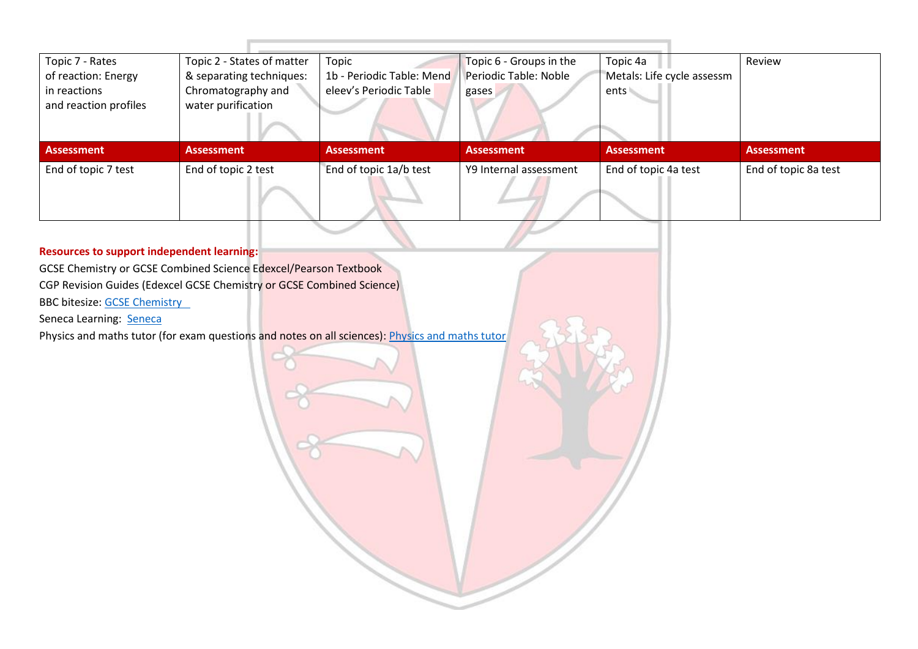| Topic 7 - Rates of reaction: Energy in reactions and reaction profiles | Topic 2 - States of matter & separating techniques: Chromatography and water purification | Topic 1b - Periodic Table: Mendeleev's Periodic Table | Topic 6 - Groups in the Periodic Table: Noble gases | Topic 4a Metals: Life cycle assessments | Review |
|---|---|---|---|---|---|
| **Assessment** | **Assessment** | **Assessment** | **Assessment** | **Assessment** | **Assessment** |
| End of topic 7 test | End of topic 2 test | End of topic 1a/b test | Y9 Internal assessment | End of topic 4a test | End of topic 8a test |

**Resources to support independent learning:**

GCSE Chemistry or GCSE Combined Science Edexcel/Pearson Textbook

CGP Revision Guides (Edexcel GCSE Chemistry or GCSE Combined Science)

BBC bitesize: GCSE Chemistry

Seneca Learning: Seneca

Physics and maths tutor (for exam questions and notes on all sciences): Physics and maths tutor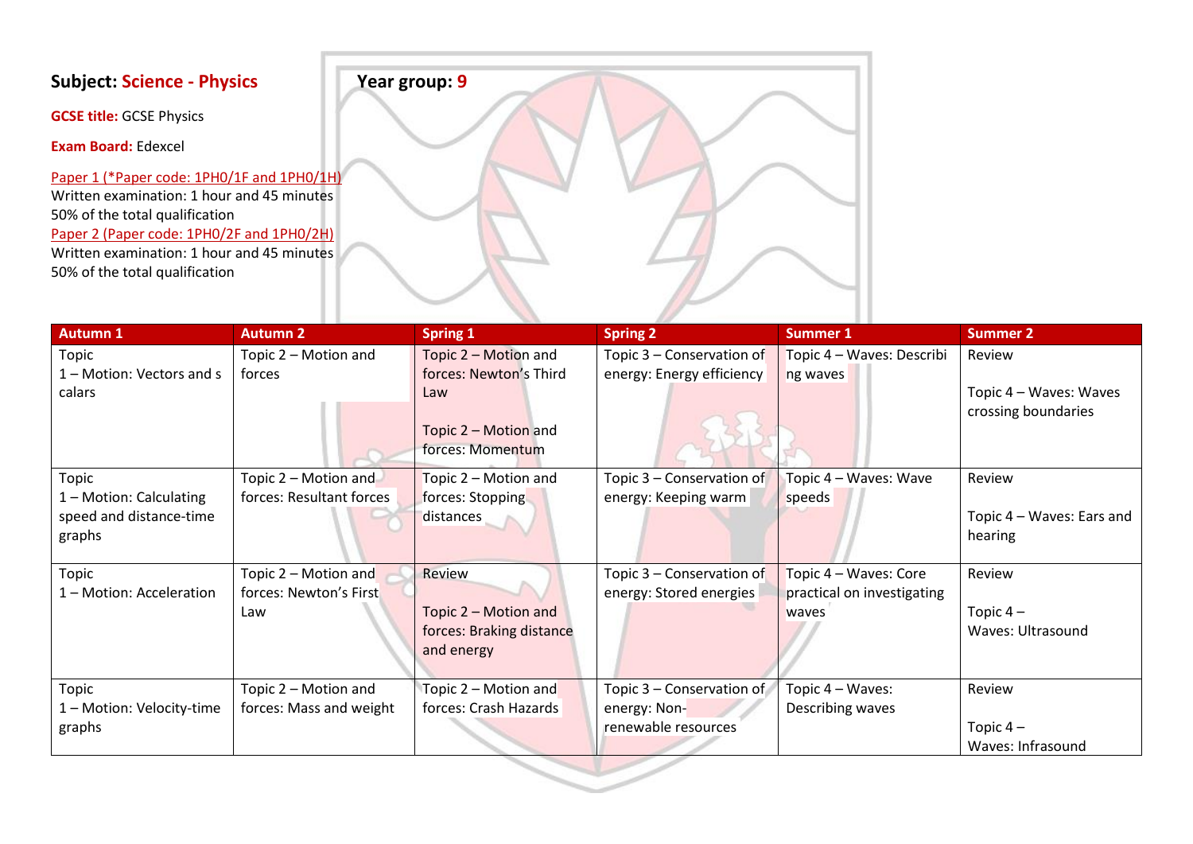**Subject: Science - Physics** **Year group: 9**

**GCSE title:** GCSE Physics

**Exam Board:** Edexcel

Paper 1 (*Paper code: 1PH0/1F and 1PH0/1H)
Written examination: 1 hour and 45 minutes
50% of the total qualification
Paper 2 (Paper code: 1PH0/2F and 1PH0/2H)
Written examination: 1 hour and 45 minutes
50% of the total qualification

| Autumn 1 | Autumn 2 | Spring 1 | Spring 2 | Summer 1 | Summer 2 |
|---|---|---|---|---|---|
| Topic 1 – Motion: Vectors and scalars | Topic 2 – Motion and forces | Topic 2 – Motion and forces: Newton's Third Law<br><br>Topic 2 – Motion and forces: Momentum | Topic 3 – Conservation of energy: Energy efficiency | Topic 4 – Waves: Describing waves | Review<br><br>Topic 4 – Waves: Waves crossing boundaries |
| Topic 1 – Motion: Calculating speed and distance-time graphs | Topic 2 – Motion and forces: Resultant forces | Topic 2 – Motion and forces: Stopping distances | Topic 3 – Conservation of energy: Keeping warm | Topic 4 – Waves: Wave speeds | Review<br><br>Topic 4 – Waves: Ears and hearing |
| Topic 1 – Motion: Acceleration | Topic 2 – Motion and forces: Newton's First Law | Review<br><br>Topic 2 – Motion and forces: Braking distance and energy | Topic 3 – Conservation of energy: Stored energies | Topic 4 – Waves: Core practical on investigating waves | Review<br><br>Topic 4 – Waves: Ultrasound |
| Topic 1 – Motion: Velocity-time graphs | Topic 2 – Motion and forces: Mass and weight | Topic 2 – Motion and forces: Crash Hazards | Topic 3 – Conservation of energy: Non-renewable resources | Topic 4 – Waves: Describing waves | Review<br><br>Topic 4 – Waves: Infrasound |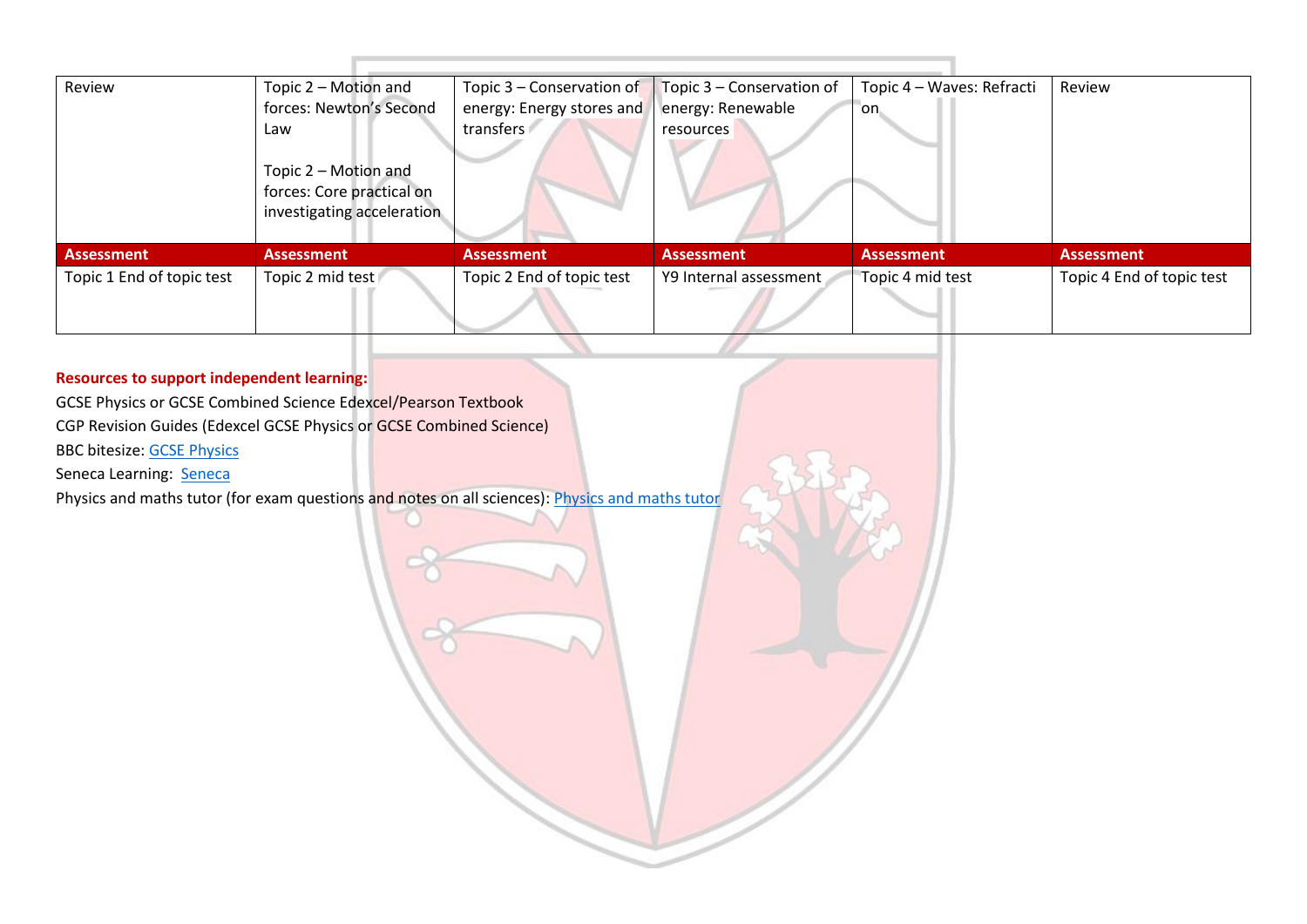| Review | Topic 2 – Motion and forces: Newton's Second Law<br><br>Topic 2 – Motion and forces: Core practical on investigating acceleration | Topic 3 – Conservation of energy: Energy stores and transfers | Topic 3 – Conservation of energy: Renewable resources | Topic 4 – Waves: Refraction | Review |
|---|---|---|---|---|---|
| **Assessment** | **Assessment** | **Assessment** | **Assessment** | **Assessment** | **Assessment** |
| Topic 1 End of topic test | Topic 2 mid test | Topic 2 End of topic test | Y9 Internal assessment | Topic 4 mid test | Topic 4 End of topic test |

**Resources to support independent learning:**

GCSE Physics or GCSE Combined Science Edexcel/Pearson Textbook

CGP Revision Guides (Edexcel GCSE Physics or GCSE Combined Science)

BBC bitesize: GCSE Physics

Seneca Learning: Seneca

Physics and maths tutor (for exam questions and notes on all sciences): Physics and maths tutor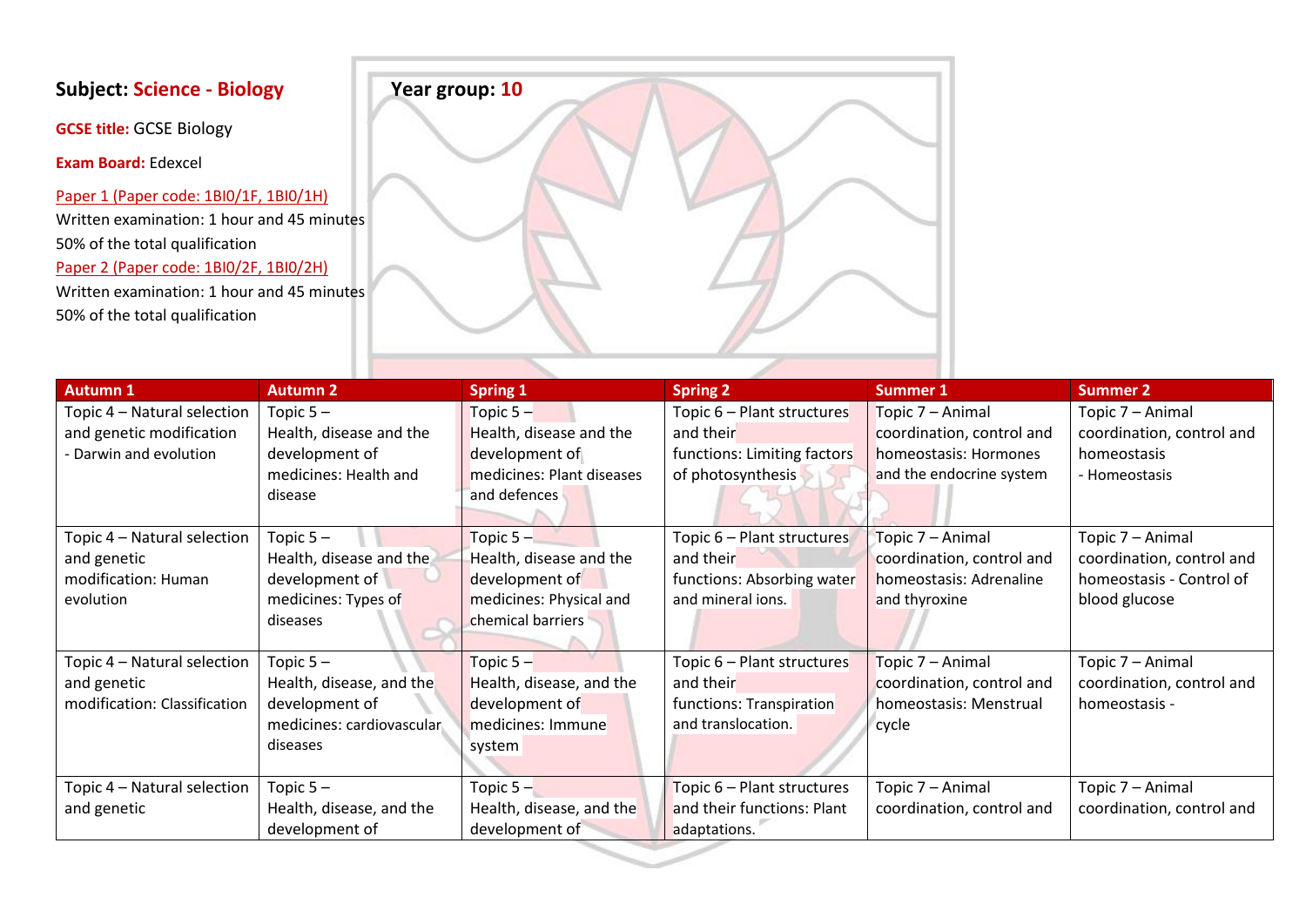**Subject:** Science - Biology **Year group:** 10

**GCSE title:** GCSE Biology

**Exam Board:** Edexcel

Paper 1 (Paper code: 1BI0/1F, 1BI0/1H)
Written examination: 1 hour and 45 minutes
50% of the total qualification

Paper 2 (Paper code: 1BI0/2F, 1BI0/2H)
Written examination: 1 hour and 45 minutes
50% of the total qualification

| Autumn 1 | Autumn 2 | Spring 1 | Spring 2 | Summer 1 | Summer 2 |
|---|---|---|---|---|---|
| Topic 4 – Natural selection and genetic modification - Darwin and evolution | Topic 5 – Health, disease and the development of medicines: Health and disease | Topic 5 – Health, disease and the development of medicines: Plant diseases and defences | Topic 6 – Plant structures and their functions: Limiting factors of photosynthesis | Topic 7 – Animal coordination, control and homeostasis: Hormones and the endocrine system | Topic 7 – Animal coordination, control and homeostasis - Homeostasis |
| Topic 4 – Natural selection and genetic modification: Human evolution | Topic 5 – Health, disease and the development of medicines: Types of diseases | Topic 5 – Health, disease and the development of medicines: Physical and chemical barriers | Topic 6 – Plant structures and their functions: Absorbing water and mineral ions. | Topic 7 – Animal coordination, control and homeostasis: Adrenaline and thyroxine | Topic 7 – Animal coordination, control and homeostasis - Control of blood glucose |
| Topic 4 – Natural selection and genetic modification: Classification | Topic 5 – Health, disease, and the development of medicines: cardiovascular diseases | Topic 5 – Health, disease, and the development of medicines: Immune system | Topic 6 – Plant structures and their functions: Transpiration and translocation. | Topic 7 – Animal coordination, control and homeostasis: Menstrual cycle | Topic 7 – Animal coordination, control and homeostasis - |
| Topic 4 – Natural selection and genetic | Topic 5 – Health, disease, and the development of | Topic 5 – Health, disease, and the development of | Topic 6 – Plant structures and their functions: Plant adaptations. | Topic 7 – Animal coordination, control and | Topic 7 – Animal coordination, control and |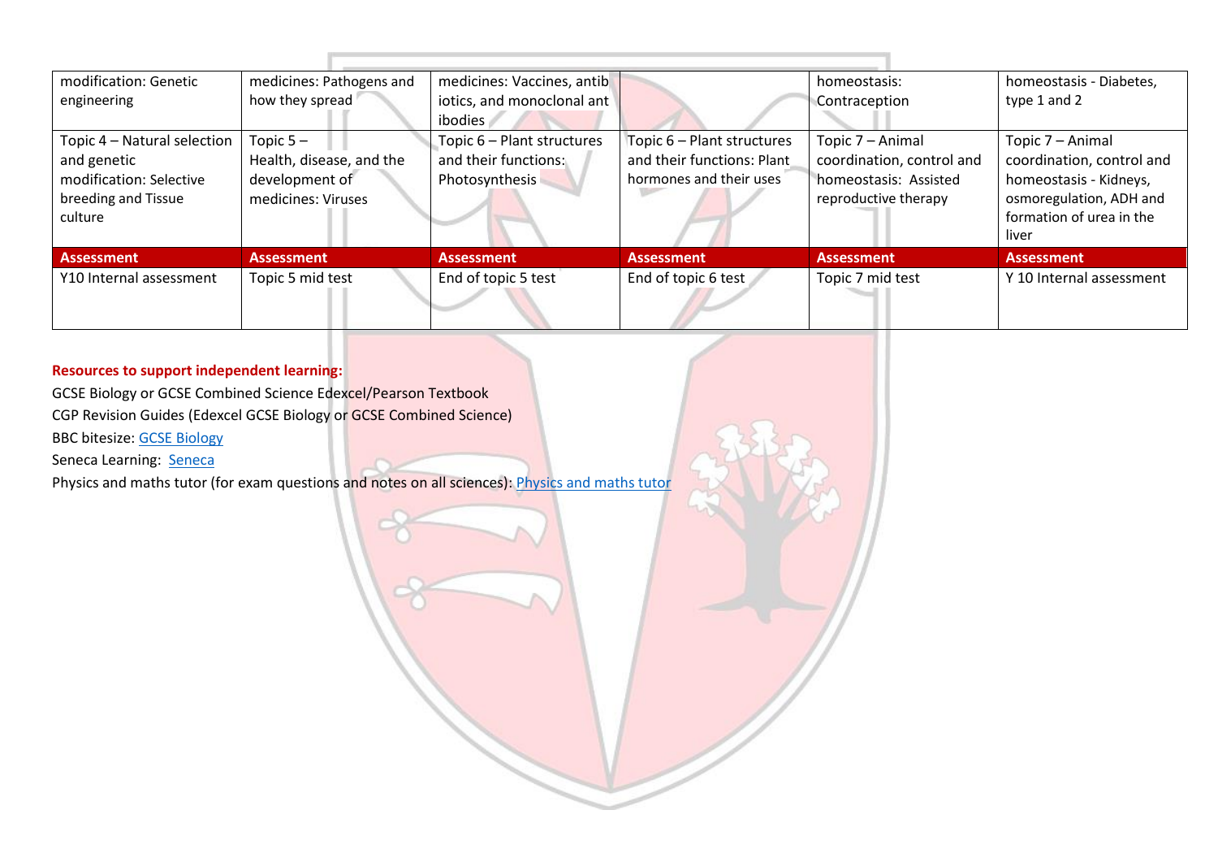| modification: Genetic engineering | medicines: Pathogens and how they spread | medicines: Vaccines, antibiotics, and monoclonal antibodies | | homeostasis: Contraception | homeostasis - Diabetes, type 1 and 2 |
|---|---|---|---|---|---|
| Topic 4 – Natural selection and genetic modification: Selective breeding and Tissue culture | Topic 5 – Health, disease, and the development of medicines: Viruses | Topic 6 – Plant structures and their functions: Photosynthesis | Topic 6 – Plant structures and their functions: Plant hormones and their uses | Topic 7 – Animal coordination, control and homeostasis: Assisted reproductive therapy | Topic 7 – Animal coordination, control and homeostasis - Kidneys, osmoregulation, ADH and formation of urea in the liver |
| **Assessment** | **Assessment** | **Assessment** | **Assessment** | **Assessment** | **Assessment** |
| Y10 Internal assessment | Topic 5 mid test | End of topic 5 test | End of topic 6 test | Topic 7 mid test | Y 10 Internal assessment |

**Resources to support independent learning:**

GCSE Biology or GCSE Combined Science Edexcel/Pearson Textbook

CGP Revision Guides (Edexcel GCSE Biology or GCSE Combined Science)

BBC bitesize: GCSE Biology

Seneca Learning: Seneca

Physics and maths tutor (for exam questions and notes on all sciences): Physics and maths tutor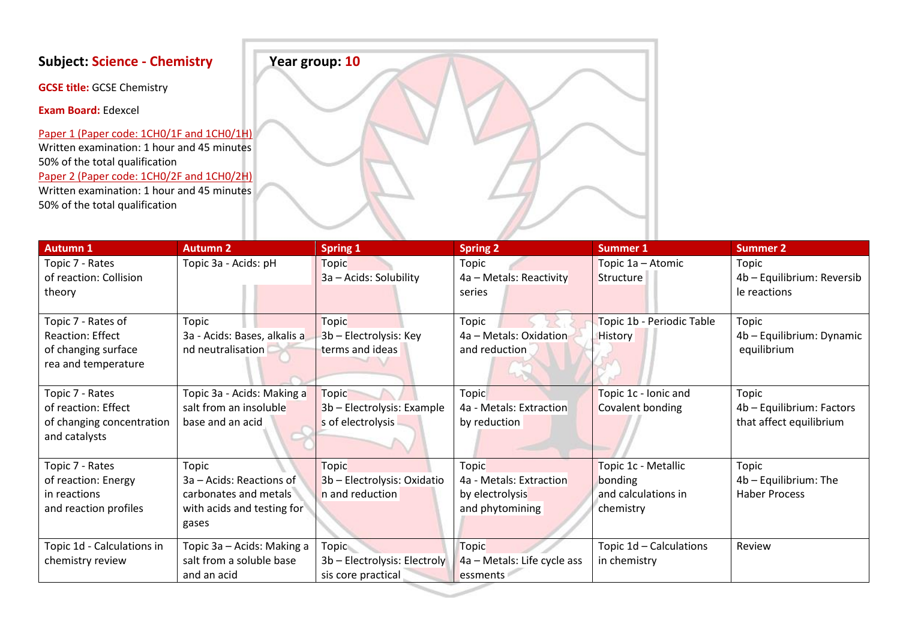**Subject: Science - Chemistry** **Year group: 10**

**GCSE title:** GCSE Chemistry

**Exam Board:** Edexcel

Paper 1 (Paper code: 1CH0/1F and 1CH0/1H)
Written examination: 1 hour and 45 minutes
50% of the total qualification

Paper 2 (Paper code: 1CH0/2F and 1CH0/2H)
Written examination: 1 hour and 45 minutes
50% of the total qualification

| Autumn 1 | Autumn 2 | Spring 1 | Spring 2 | Summer 1 | Summer 2 |
|---|---|---|---|---|---|
| Topic 7 - Rates of reaction: Collision theory | Topic 3a - Acids: pH | Topic 3a – Acids: Solubility | Topic 4a – Metals: Reactivity series | Topic 1a – Atomic Structure | Topic 4b – Equilibrium: Reversible reactions |
| Topic 7 - Rates of Reaction: Effect of changing surface rea and temperature | Topic 3a - Acids: Bases, alkalis and neutralisation | Topic 3b – Electrolysis: Key terms and ideas | Topic 4a – Metals: Oxidation and reduction | Topic 1b - Periodic Table History | Topic 4b – Equilibrium: Dynamic equilibrium |
| Topic 7 - Rates of reaction: Effect of changing concentration and catalysts | Topic 3a - Acids: Making a salt from an insoluble base and an acid | Topic 3b – Electrolysis: Examples of electrolysis | Topic 4a - Metals: Extraction by reduction | Topic 1c - Ionic and Covalent bonding | Topic 4b – Equilibrium: Factors that affect equilibrium |
| Topic 7 - Rates of reaction: Energy in reactions and reaction profiles | Topic 3a – Acids: Reactions of carbonates and metals with acids and testing for gases | Topic 3b – Electrolysis: Oxidation and reduction | Topic 4a - Metals: Extraction by electrolysis and phytomining | Topic 1c - Metallic bonding and calculations in chemistry | Topic 4b – Equilibrium: The Haber Process |
| Topic 1d - Calculations in chemistry review | Topic 3a – Acids: Making a salt from a soluble base and an acid | Topic 3b – Electrolysis: Electrolysis core practical | Topic 4a – Metals: Life cycle assessments | Topic 1d – Calculations in chemistry | Review |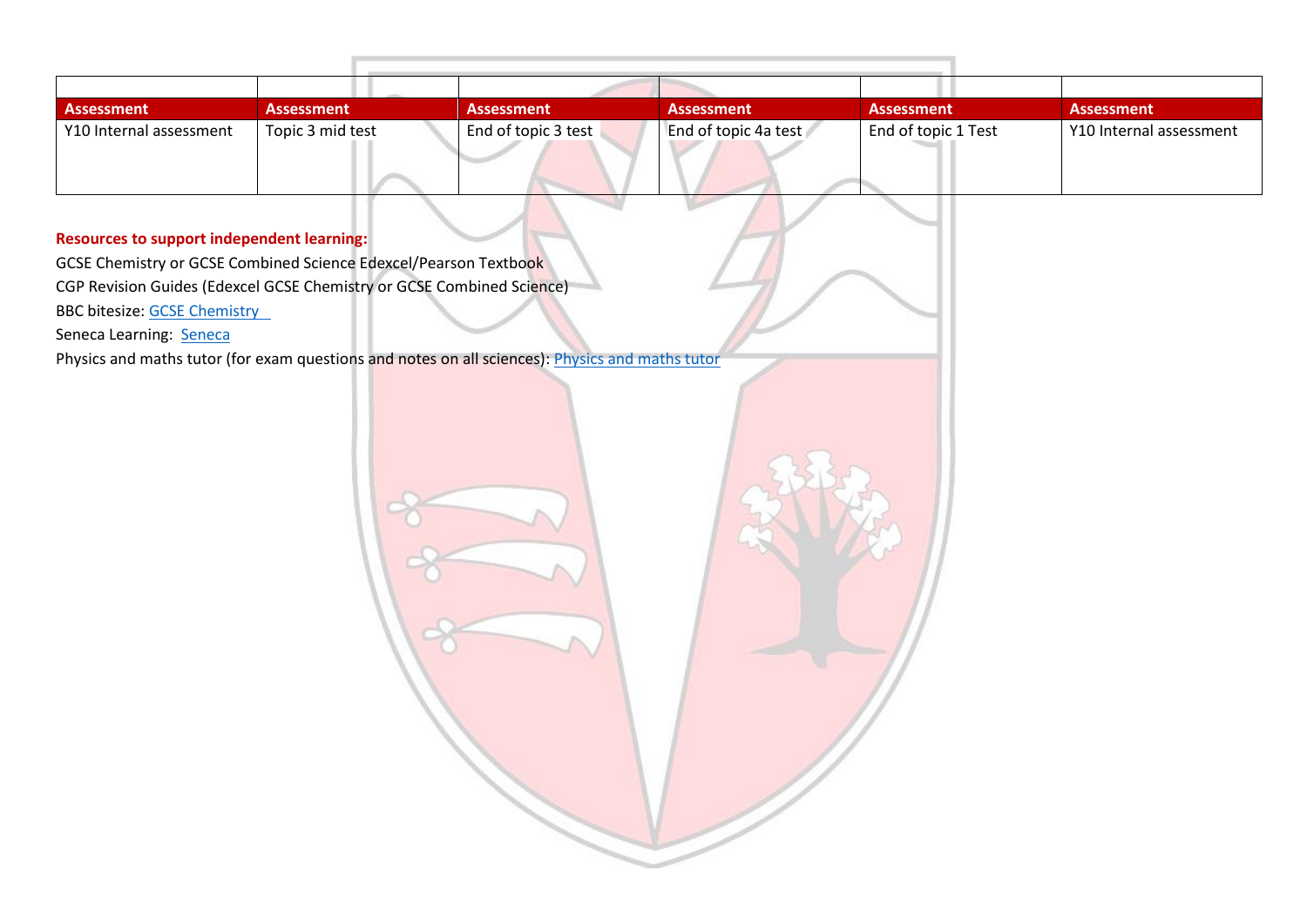| | | | | | |
|---|---|---|---|---|---|
| **Assessment** | **Assessment** | **Assessment** | **Assessment** | **Assessment** | **Assessment** |
| Y10 Internal assessment | Topic 3 mid test | End of topic 3 test | End of topic 4a test | End of topic 1 Test | Y10 Internal assessment |

**Resources to support independent learning:**

GCSE Chemistry or GCSE Combined Science Edexcel/Pearson Textbook

CGP Revision Guides (Edexcel GCSE Chemistry or GCSE Combined Science)

BBC bitesize: GCSE Chemistry

Seneca Learning: Seneca

Physics and maths tutor (for exam questions and notes on all sciences): Physics and maths tutor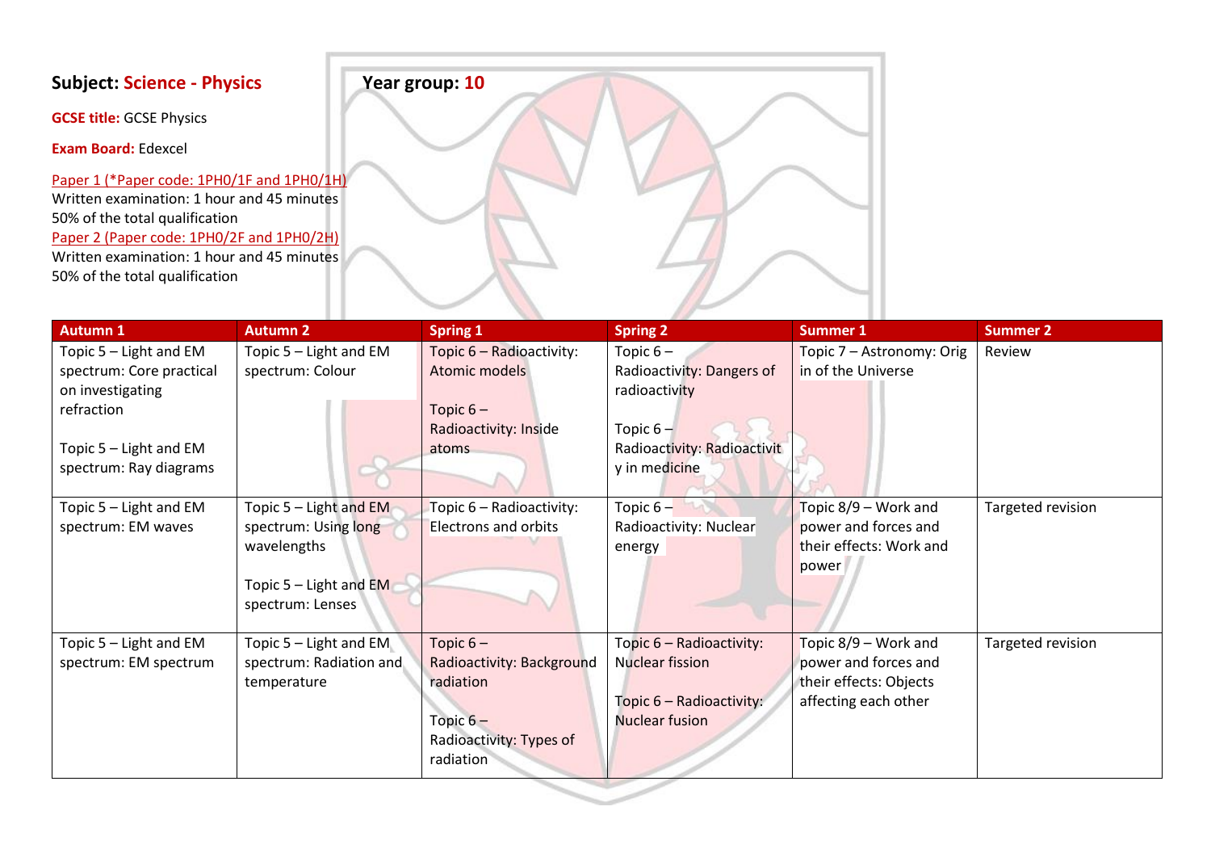**Subject: Science - Physics** **Year group: 10**

**GCSE title:** GCSE Physics

**Exam Board:** Edexcel

Paper 1 (*Paper code: 1PH0/1F and 1PH0/1H)
Written examination: 1 hour and 45 minutes
50% of the total qualification

Paper 2 (Paper code: 1PH0/2F and 1PH0/2H)
Written examination: 1 hour and 45 minutes
50% of the total qualification

| Autumn 1 | Autumn 2 | Spring 1 | Spring 2 | Summer 1 | Summer 2 |
|---|---|---|---|---|---|
| Topic 5 – Light and EM spectrum: Core practical on investigating refraction<br><br>Topic 5 – Light and EM spectrum: Ray diagrams | Topic 5 – Light and EM spectrum: Colour | Topic 6 – Radioactivity: Atomic models<br><br>Topic 6 – Radioactivity: Inside atoms | Topic 6 – Radioactivity: Dangers of radioactivity<br><br>Topic 6 – Radioactivity: Radioactivity in medicine | Topic 7 – Astronomy: Origin of the Universe | Review |
| Topic 5 – Light and EM spectrum: EM waves | Topic 5 – Light and EM spectrum: Using long wavelengths<br><br>Topic 5 – Light and EM spectrum: Lenses | Topic 6 – Radioactivity: Electrons and orbits | Topic 6 – Radioactivity: Nuclear energy | Topic 8/9 – Work and power and forces and their effects: Work and power | Targeted revision |
| Topic 5 – Light and EM spectrum: EM spectrum | Topic 5 – Light and EM spectrum: Radiation and temperature | Topic 6 – Radioactivity: Background radiation<br><br>Topic 6 – Radioactivity: Types of radiation | Topic 6 – Radioactivity: Nuclear fission<br><br>Topic 6 – Radioactivity: Nuclear fusion | Topic 8/9 – Work and power and forces and their effects: Objects affecting each other | Targeted revision |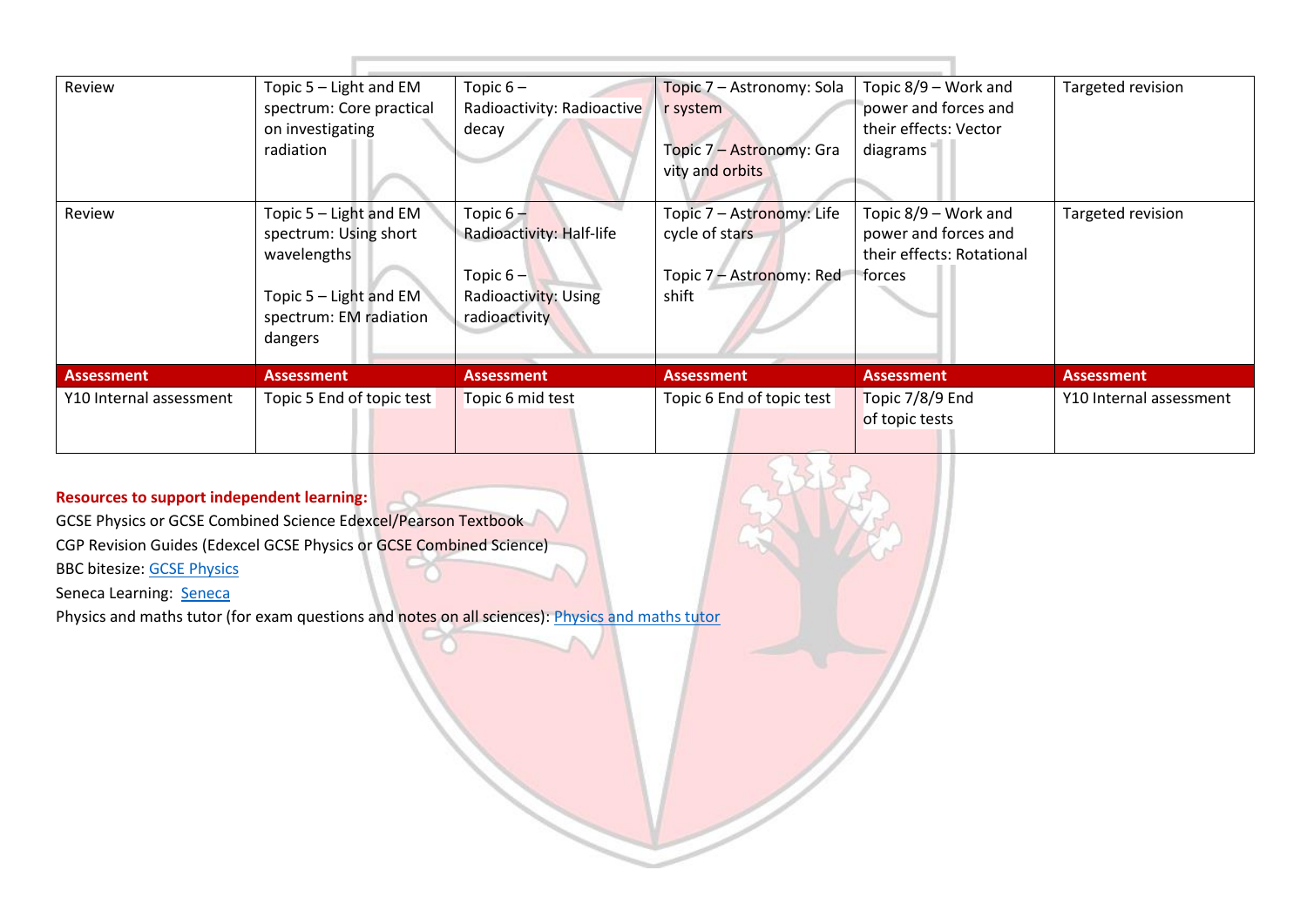| Review | Topic 5 – Light and EM spectrum: Core practical on investigating radiation | Topic 6 – Radioactivity: Radioactive decay | Topic 7 – Astronomy: Solar system<br><br>Topic 7 – Astronomy: Gravity and orbits | Topic 8/9 – Work and power and forces and their effects: Vector diagrams | Targeted revision |
|---|---|---|---|---|---|
| Review | Topic 5 – Light and EM spectrum: Using short wavelengths<br><br>Topic 5 – Light and EM spectrum: EM radiation dangers | Topic 6 – Radioactivity: Half-life<br><br>Topic 6 – Radioactivity: Using radioactivity | Topic 7 – Astronomy: Life cycle of stars<br><br>Topic 7 – Astronomy: Red shift | Topic 8/9 – Work and power and forces and their effects: Rotational forces | Targeted revision |
| **Assessment** | **Assessment** | **Assessment** | **Assessment** | **Assessment** | **Assessment** |
| Y10 Internal assessment | Topic 5 End of topic test | Topic 6 mid test | Topic 6 End of topic test | Topic 7/8/9 End of topic tests | Y10 Internal assessment |

**Resources to support independent learning:**

GCSE Physics or GCSE Combined Science Edexcel/Pearson Textbook

CGP Revision Guides (Edexcel GCSE Physics or GCSE Combined Science)

BBC bitesize: GCSE Physics

Seneca Learning: Seneca

Physics and maths tutor (for exam questions and notes on all sciences): Physics and maths tutor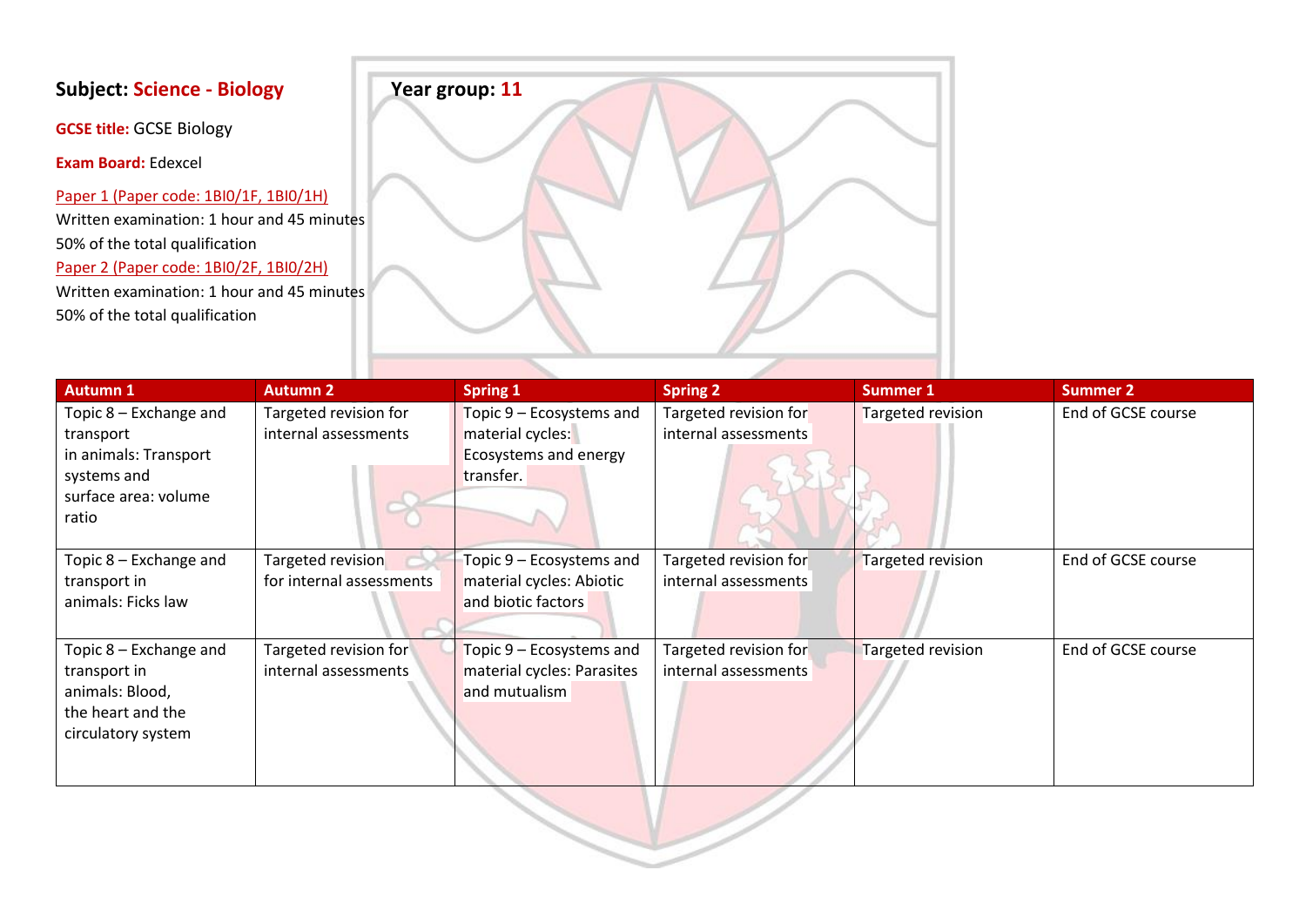**Subject:** Science - Biology

**Year group:** 11

**GCSE title:** GCSE Biology

**Exam Board:** Edexcel

Paper 1 (Paper code: 1BI0/1F, 1BI0/1H)
Written examination: 1 hour and 45 minutes
50% of the total qualification

Paper 2 (Paper code: 1BI0/2F, 1BI0/2H)
Written examination: 1 hour and 45 minutes
50% of the total qualification

| Autumn 1 | Autumn 2 | Spring 1 | Spring 2 | Summer 1 | Summer 2 |
|---|---|---|---|---|---|
| Topic 8 – Exchange and transport in animals: Transport systems and surface area: volume ratio | Targeted revision for internal assessments | Topic 9 – Ecosystems and material cycles: Ecosystems and energy transfer. | Targeted revision for internal assessments | Targeted revision | End of GCSE course |
| Topic 8 – Exchange and transport in animals: Ficks law | Targeted revision for internal assessments | Topic 9 – Ecosystems and material cycles: Abiotic and biotic factors | Targeted revision for internal assessments | Targeted revision | End of GCSE course |
| Topic 8 – Exchange and transport in animals: Blood, the heart and the circulatory system | Targeted revision for internal assessments | Topic 9 – Ecosystems and material cycles: Parasites and mutualism | Targeted revision for internal assessments | Targeted revision | End of GCSE course |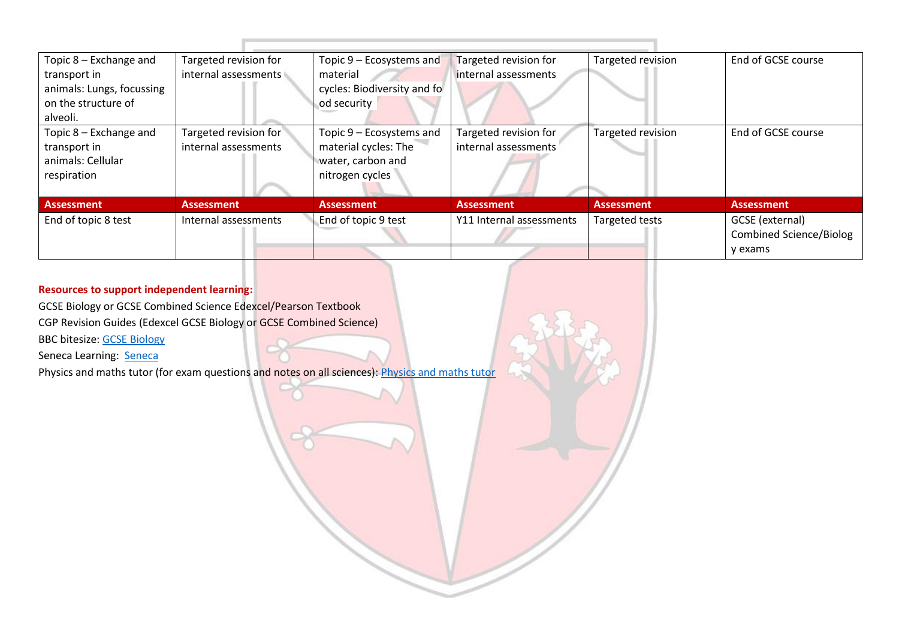| Topic 8 – Exchange and transport in animals: Lungs, focussing on the structure of alveoli. | Targeted revision for internal assessments | Topic 9 – Ecosystems and material cycles: Biodiversity and food security | Targeted revision for internal assessments | Targeted revision | End of GCSE course |
|---|---|---|---|---|---|
| Topic 8 – Exchange and transport in animals: Cellular respiration | Targeted revision for internal assessments | Topic 9 – Ecosystems and material cycles: The water, carbon and nitrogen cycles | Targeted revision for internal assessments | Targeted revision | End of GCSE course |
| **Assessment** | **Assessment** | **Assessment** | **Assessment** | **Assessment** | **Assessment** |
| End of topic 8 test | Internal assessments | End of topic 9 test | Y11 Internal assessments | Targeted tests | GCSE (external) Combined Science/Biology exams |

**Resources to support independent learning:**

GCSE Biology or GCSE Combined Science Edexcel/Pearson Textbook

CGP Revision Guides (Edexcel GCSE Biology or GCSE Combined Science)

BBC bitesize: GCSE Biology

Seneca Learning: Seneca

Physics and maths tutor (for exam questions and notes on all sciences): Physics and maths tutor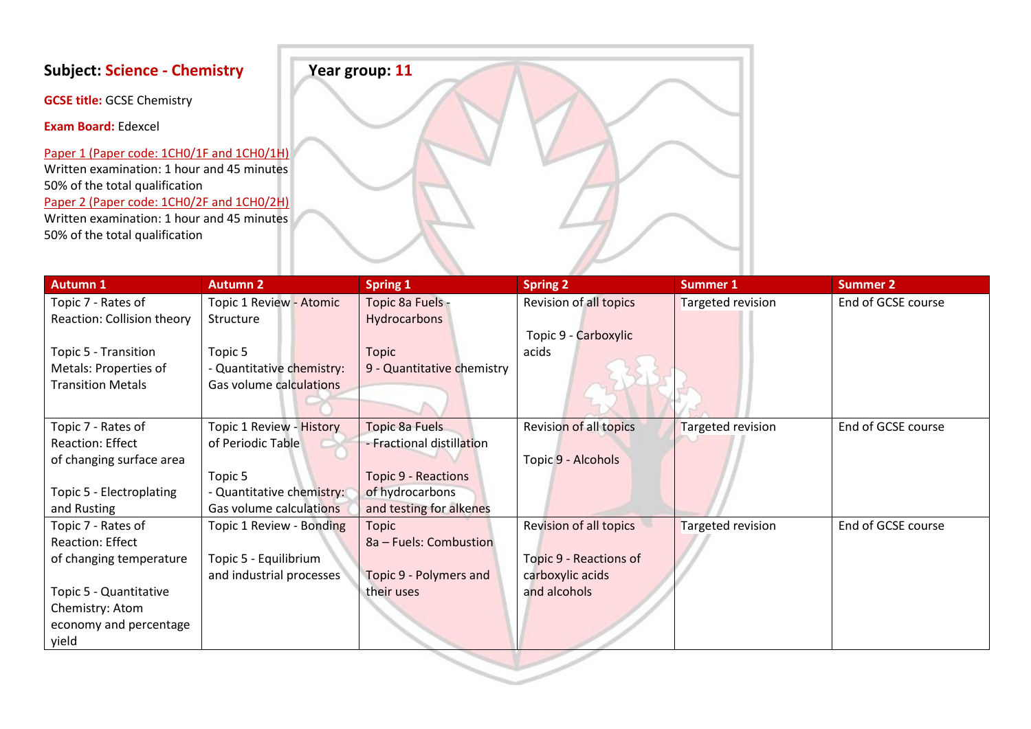**Subject: Science - Chemistry** **Year group: 11**

**GCSE title:** GCSE Chemistry

**Exam Board:** Edexcel

Paper 1 (Paper code: 1CH0/1F and 1CH0/1H)
Written examination: 1 hour and 45 minutes
50% of the total qualification
Paper 2 (Paper code: 1CH0/2F and 1CH0/2H)
Written examination: 1 hour and 45 minutes
50% of the total qualification

| Autumn 1 | Autumn 2 | Spring 1 | Spring 2 | Summer 1 | Summer 2 |
|---|---|---|---|---|---|
| Topic 7 - Rates of Reaction: Collision theory<br><br>Topic 5 - Transition Metals: Properties of Transition Metals | Topic 1 Review - Atomic Structure<br><br>Topic 5 - Quantitative chemistry: Gas volume calculations | Topic 8a Fuels - Hydrocarbons<br><br>Topic 9 - Quantitative chemistry | Revision of all topics<br><br>Topic 9 - Carboxylic acids | Targeted revision | End of GCSE course |
| Topic 7 - Rates of Reaction: Effect of changing surface area<br><br>Topic 5 - Electroplating and Rusting | Topic 1 Review - History of Periodic Table<br><br>Topic 5 - Quantitative chemistry: Gas volume calculations | Topic 8a Fuels - Fractional distillation<br><br>Topic 9 - Reactions of hydrocarbons and testing for alkenes | Revision of all topics<br><br>Topic 9 - Alcohols | Targeted revision | End of GCSE course |
| Topic 7 - Rates of Reaction: Effect of changing temperature<br><br>Topic 5 - Quantitative Chemistry: Atom economy and percentage yield | Topic 1 Review - Bonding<br><br>Topic 5 - Equilibrium and industrial processes | Topic 8a – Fuels: Combustion<br><br>Topic 9 - Polymers and their uses | Revision of all topics<br><br>Topic 9 - Reactions of carboxylic acids and alcohols | Targeted revision | End of GCSE course |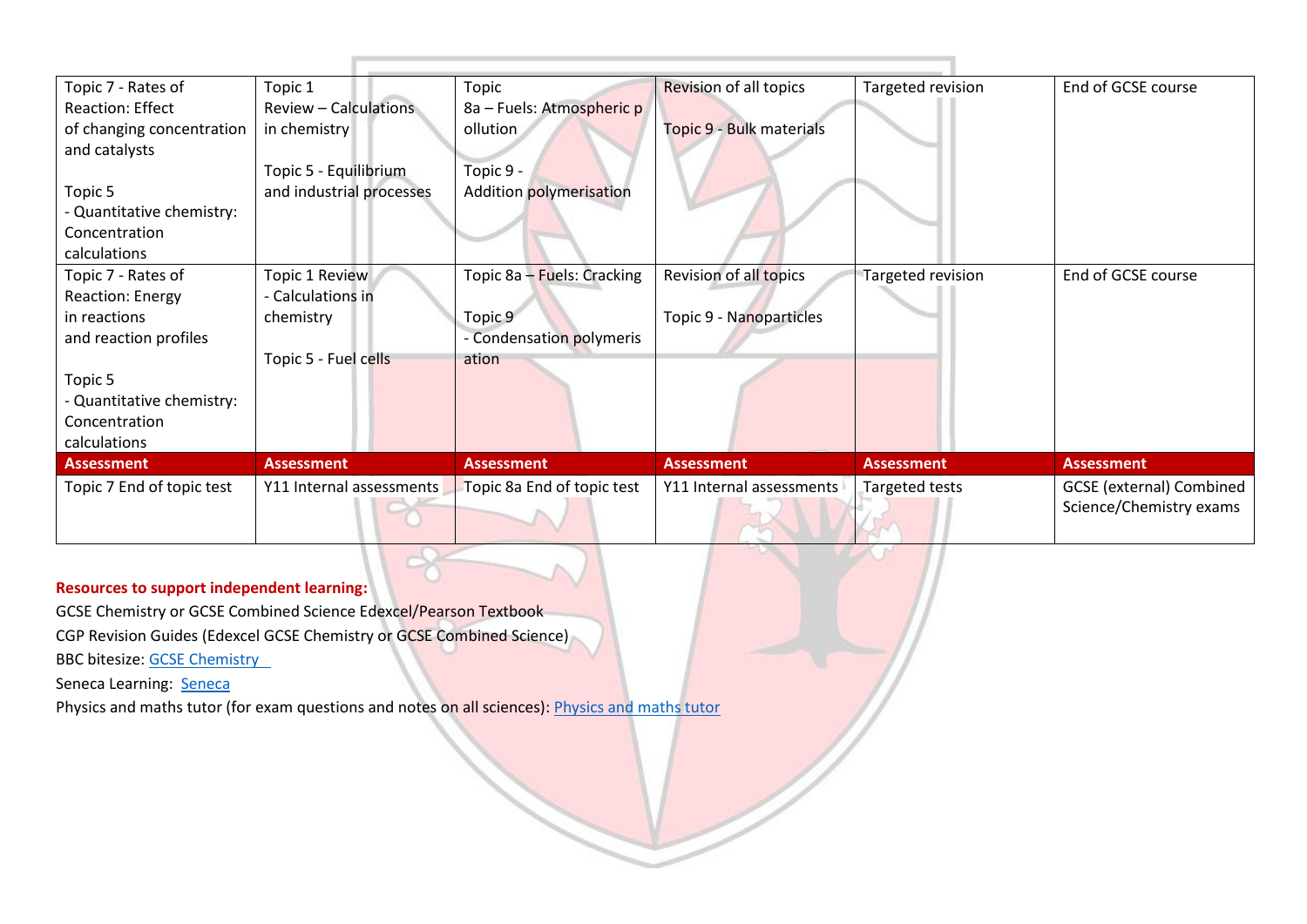| Topic 7 - Rates of Reaction: Effect of changing concentration and catalysts<br><br>Topic 5 - Quantitative chemistry: Concentration calculations | Topic 1 Review – Calculations in chemistry<br><br>Topic 5 - Equilibrium and industrial processes | Topic 8a – Fuels: Atmospheric pollution<br><br>Topic 9 - Addition polymerisation | Revision of all topics<br><br>Topic 9 - Bulk materials | Targeted revision | End of GCSE course |
|---|---|---|---|---|---|
| Topic 7 - Rates of Reaction: Energy in reactions and reaction profiles<br><br>Topic 5 - Quantitative chemistry: Concentration calculations | Topic 1 Review - Calculations in chemistry<br><br>Topic 5 - Fuel cells | Topic 8a – Fuels: Cracking<br><br>Topic 9 - Condensation polymerisation | Revision of all topics<br><br>Topic 9 - Nanoparticles | Targeted revision | End of GCSE course |
| **Assessment** | **Assessment** | **Assessment** | **Assessment** | **Assessment** | **Assessment** |
| Topic 7 End of topic test | Y11 Internal assessments | Topic 8a End of topic test | Y11 Internal assessments | Targeted tests | GCSE (external) Combined Science/Chemistry exams |

**Resources to support independent learning:**

GCSE Chemistry or GCSE Combined Science Edexcel/Pearson Textbook

CGP Revision Guides (Edexcel GCSE Chemistry or GCSE Combined Science)

BBC bitesize: GCSE Chemistry

Seneca Learning: Seneca

Physics and maths tutor (for exam questions and notes on all sciences): Physics and maths tutor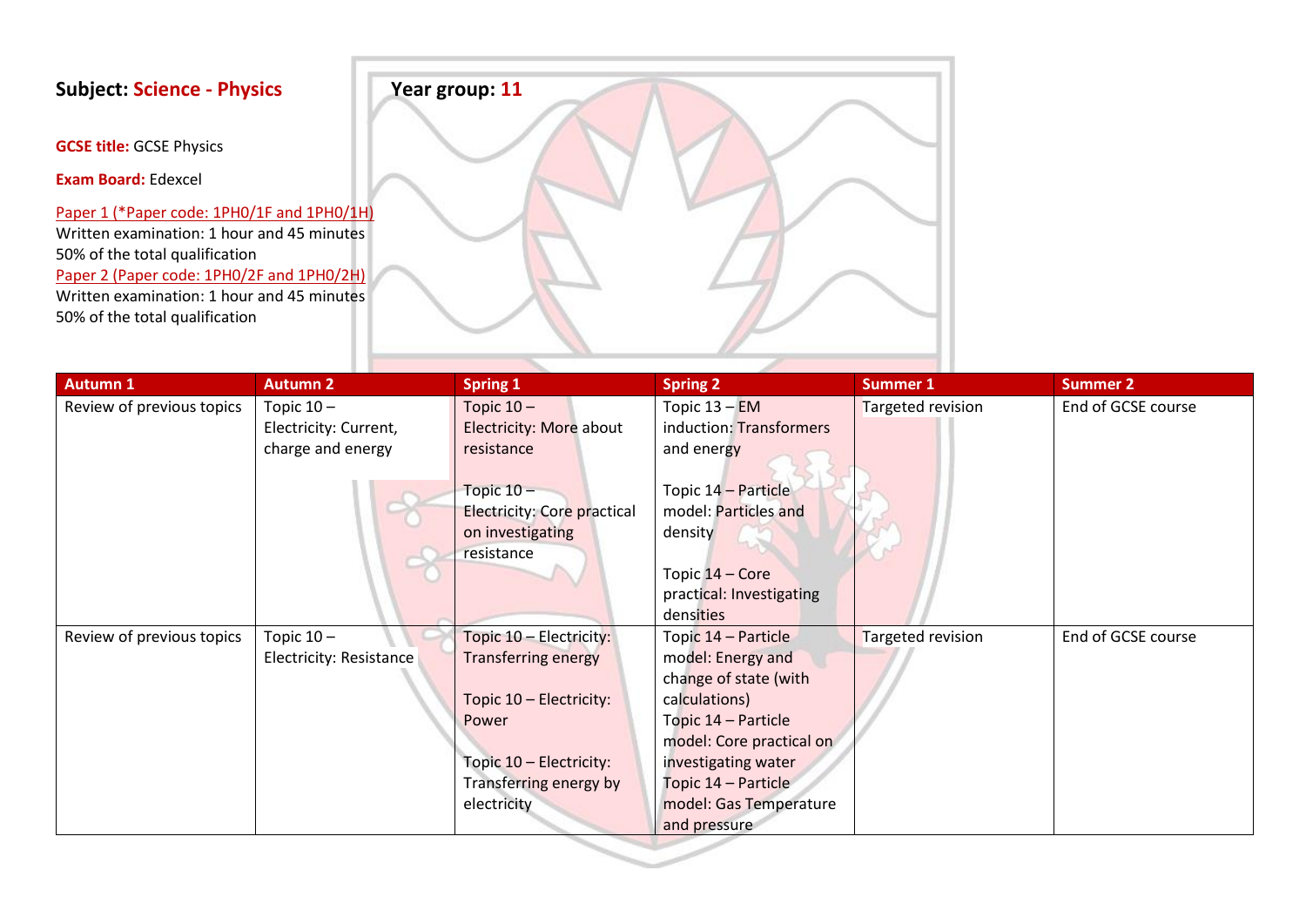**Subject:** **Science - Physics** **Year group:** **11**

**GCSE title:** GCSE Physics

**Exam Board:** Edexcel

Paper 1 (*Paper code: 1PH0/1F and 1PH0/1H)
Written examination: 1 hour and 45 minutes
50% of the total qualification

Paper 2 (Paper code: 1PH0/2F and 1PH0/2H)
Written examination: 1 hour and 45 minutes
50% of the total qualification

| Autumn 1 | Autumn 2 | Spring 1 | Spring 2 | Summer 1 | Summer 2 |
|---|---|---|---|---|---|
| Review of previous topics | Topic 10 – Electricity: Current, charge and energy | Topic 10 – Electricity: More about resistance<br><br>Topic 10 – Electricity: Core practical on investigating resistance | Topic 13 – EM induction: Transformers and energy<br><br>Topic 14 – Particle model: Particles and density<br><br>Topic 14 – Core practical: Investigating densities | Targeted revision | End of GCSE course |
| Review of previous topics | Topic 10 – Electricity: Resistance | Topic 10 – Electricity: Transferring energy<br><br>Topic 10 – Electricity: Power<br><br>Topic 10 – Electricity: Transferring energy by electricity | Topic 14 – Particle model: Energy and change of state (with calculations)<br>Topic 14 – Particle model: Core practical on investigating water<br>Topic 14 – Particle model: Gas Temperature and pressure | Targeted revision | End of GCSE course |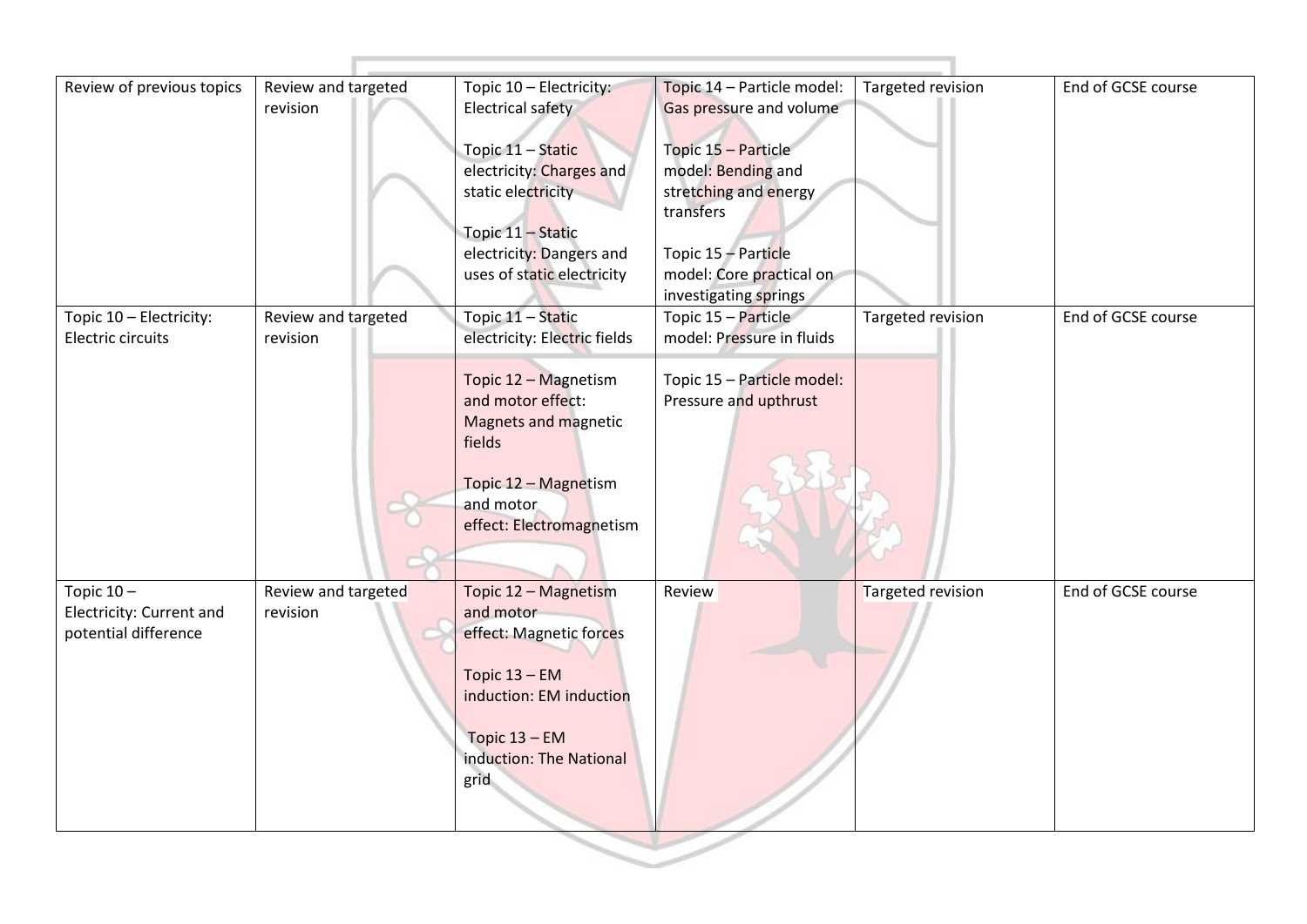| | | | | | |
|---|---|---|---|---|---|
| Review of previous topics | Review and targeted revision | Topic 10 – Electricity: Electrical safety<br><br>Topic 11 – Static electricity: Charges and static electricity<br><br>Topic 11 – Static electricity: Dangers and uses of static electricity | Topic 14 – Particle model: Gas pressure and volume<br><br>Topic 15 – Particle model: Bending and stretching and energy transfers<br><br>Topic 15 – Particle model: Core practical on investigating springs | Targeted revision | End of GCSE course |
| Topic 10 – Electricity: Electric circuits | Review and targeted revision | Topic 11 – Static electricity: Electric fields<br><br>Topic 12 – Magnetism and motor effect: Magnets and magnetic fields<br><br>Topic 12 – Magnetism and motor effect: Electromagnetism | Topic 15 – Particle model: Pressure in fluids<br><br>Topic 15 – Particle model: Pressure and upthrust | Targeted revision | End of GCSE course |
| Topic 10 – Electricity: Current and potential difference | Review and targeted revision | Topic 12 – Magnetism and motor effect: Magnetic forces<br><br>Topic 13 – EM induction: EM induction<br><br>Topic 13 – EM induction: The National grid | Review | Targeted revision | End of GCSE course |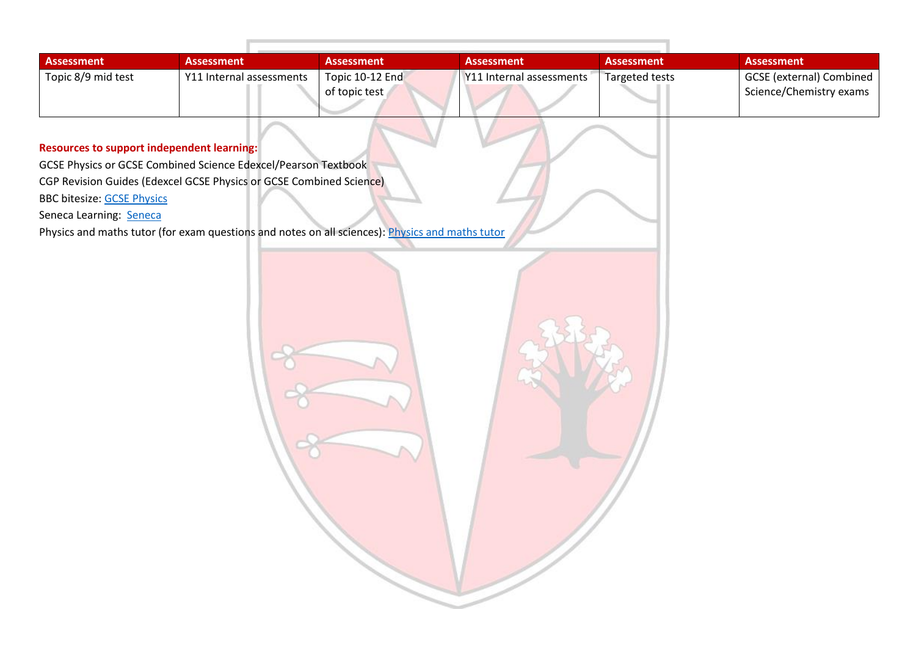| Assessment | Assessment | Assessment | Assessment | Assessment | Assessment |
| --- | --- | --- | --- | --- | --- |
| Topic 8/9 mid test | Y11 Internal assessments | Topic 10-12 End of topic test | Y11 Internal assessments | Targeted tests | GCSE (external) Combined Science/Chemistry exams |

**Resources to support independent learning:**

GCSE Physics or GCSE Combined Science Edexcel/Pearson Textbook

CGP Revision Guides (Edexcel GCSE Physics or GCSE Combined Science)

BBC bitesize: GCSE Physics

Seneca Learning: Seneca

Physics and maths tutor (for exam questions and notes on all sciences): Physics and maths tutor